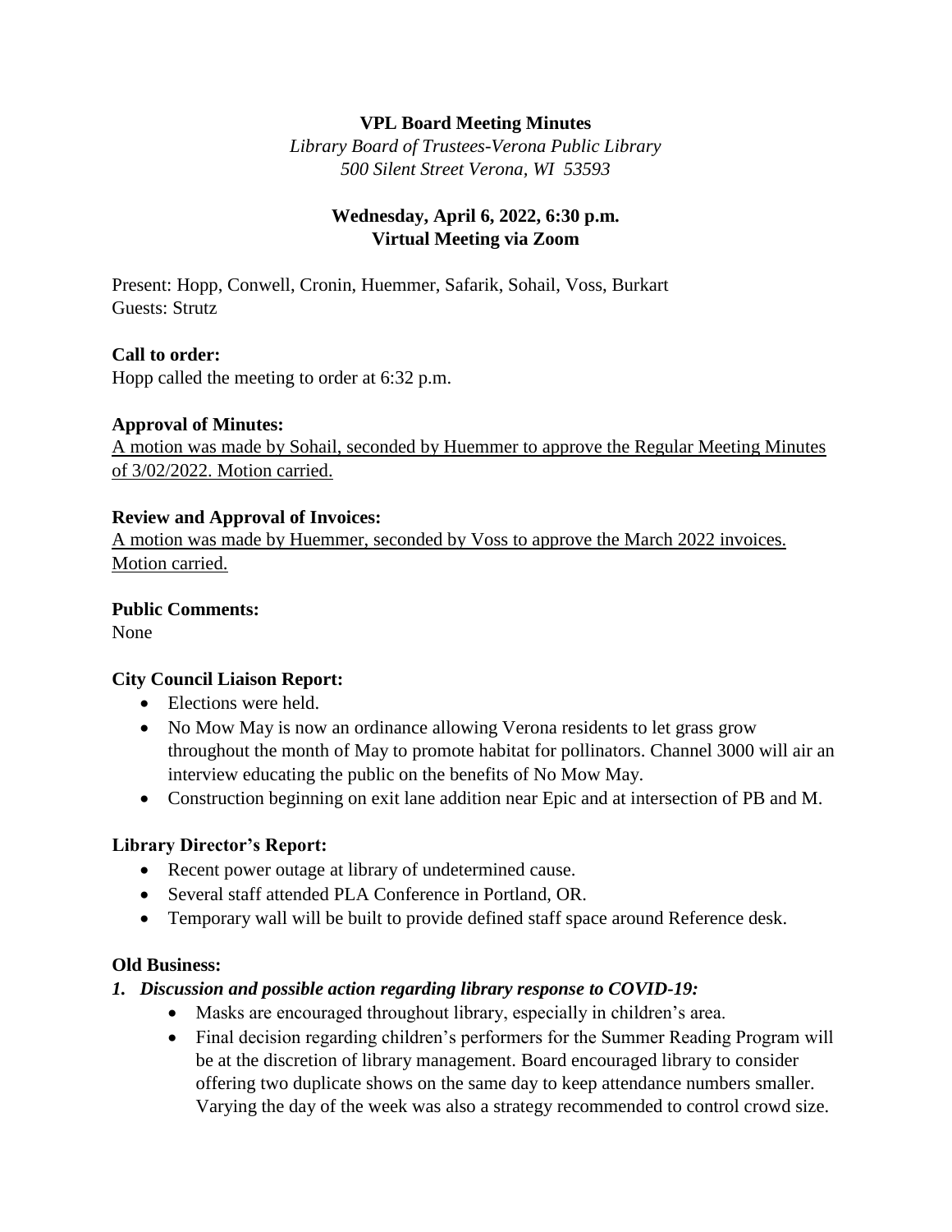**VPL Board Meeting Minutes**

*Library Board of Trustees-Verona Public Library*
*500 Silent Street Verona, WI 53593*

**Wednesday, April 6, 2022, 6:30 p.m.**
**Virtual Meeting via Zoom**

Present: Hopp, Conwell, Cronin, Huemmer, Safarik, Sohail, Voss, Burkart
Guests: Strutz

**Call to order:**
Hopp called the meeting to order at 6:32 p.m.

**Approval of Minutes:**
A motion was made by Sohail, seconded by Huemmer to approve the Regular Meeting Minutes of 3/02/2022. Motion carried.

**Review and Approval of Invoices:**
A motion was made by Huemmer, seconded by Voss to approve the March 2022 invoices. Motion carried.

**Public Comments:**
None

**City Council Liaison Report:**

- Elections were held.
- No Mow May is now an ordinance allowing Verona residents to let grass grow throughout the month of May to promote habitat for pollinators. Channel 3000 will air an interview educating the public on the benefits of No Mow May.
- Construction beginning on exit lane addition near Epic and at intersection of PB and M.

**Library Director's Report:**

- Recent power outage at library of undetermined cause.
- Several staff attended PLA Conference in Portland, OR.
- Temporary wall will be built to provide defined staff space around Reference desk.

**Old Business:**

1. ***Discussion and possible action regarding library response to COVID-19:***
   - Masks are encouraged throughout library, especially in children's area.
   - Final decision regarding children's performers for the Summer Reading Program will be at the discretion of library management. Board encouraged library to consider offering two duplicate shows on the same day to keep attendance numbers smaller. Varying the day of the week was also a strategy recommended to control crowd size.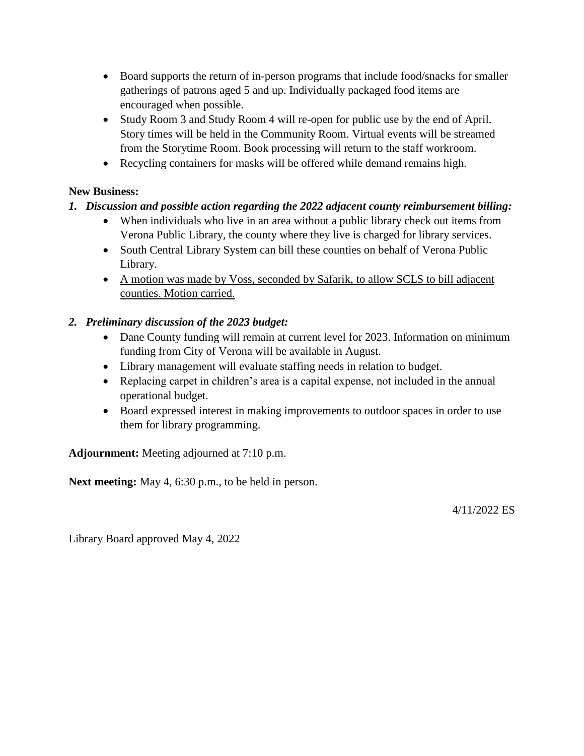- Board supports the return of in-person programs that include food/snacks for smaller gatherings of patrons aged 5 and up. Individually packaged food items are encouraged when possible.
- Study Room 3 and Study Room 4 will re-open for public use by the end of April. Story times will be held in the Community Room. Virtual events will be streamed from the Storytime Room. Book processing will return to the staff workroom.
- Recycling containers for masks will be offered while demand remains high.

**New Business:**

1. ***Discussion and possible action regarding the 2022 adjacent county reimbursement billing:***
    - When individuals who live in an area without a public library check out items from Verona Public Library, the county where they live is charged for library services.
    - South Central Library System can bill these counties on behalf of Verona Public Library.
    - <u>A motion was made by Voss, seconded by Safarik, to allow SCLS to bill adjacent counties. Motion carried.</u>

2. ***Preliminary discussion of the 2023 budget:***
    - Dane County funding will remain at current level for 2023. Information on minimum funding from City of Verona will be available in August.
    - Library management will evaluate staffing needs in relation to budget.
    - Replacing carpet in children's area is a capital expense, not included in the annual operational budget.
    - Board expressed interest in making improvements to outdoor spaces in order to use them for library programming.

**Adjournment:** Meeting adjourned at 7:10 p.m.

**Next meeting:** May 4, 6:30 p.m., to be held in person.

4/11/2022 ES

Library Board approved May 4, 2022